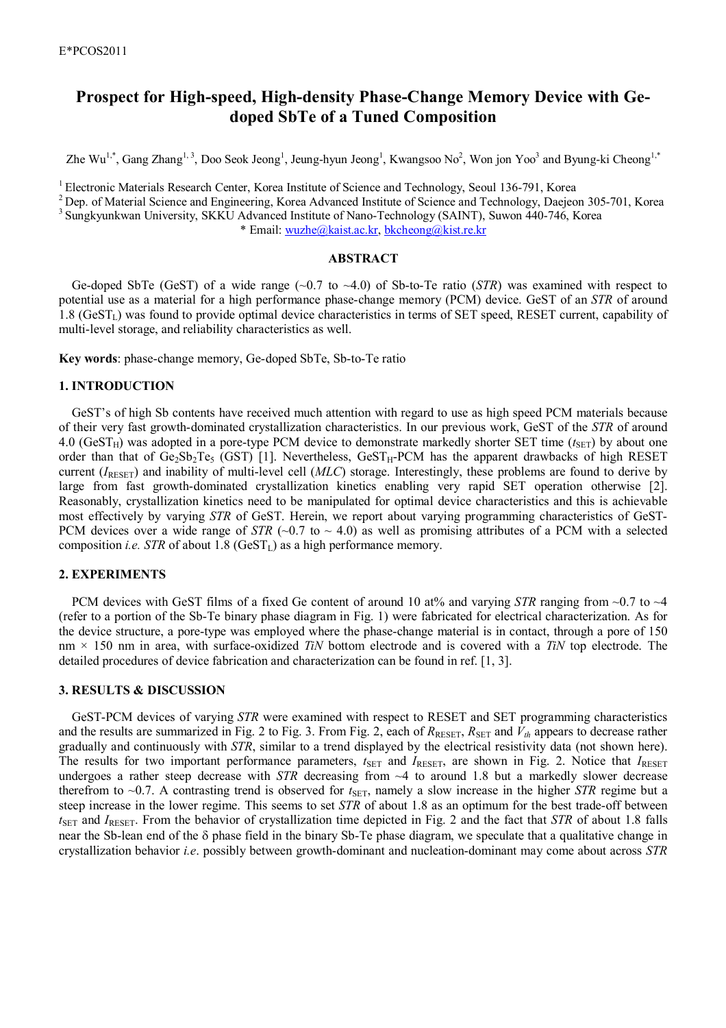# Prospect for High-speed, High-density Phase-Change Memory Device with Ge-doped SbTe of a Tuned Composition

Zhe Wu[1,*], Gang Zhang[1, 3], Doo Seok Jeong[1], Jeung-hyun Jeong[1], Kwangsoo No[2], Won jon Yoo[3] and Byung-ki Cheong[1,*]

[1] Electronic Materials Research Center, Korea Institute of Science and Technology, Seoul 136-791, Korea
[2] Dep. of Material Science and Engineering, Korea Advanced Institute of Science and Technology, Daejeon 305-701, Korea
[3] Sungkyunkwan University, SKKU Advanced Institute of Nano-Technology (SAINT), Suwon 440-746, Korea
* Email: wuzhe@kaist.ac.kr, bkcheong@kist.re.kr

## ABSTRACT

Ge-doped SbTe (GeST) of a wide range (~0.7 to ~4.0) of Sb-to-Te ratio (*STR*) was examined with respect to potential use as a material for a high performance phase-change memory (PCM) device. GeST of an *STR* of around 1.8 ($GeST_L$) was found to provide optimal device characteristics in terms of SET speed, RESET current, capability of multi-level storage, and reliability characteristics as well.

**Key words**: phase-change memory, Ge-doped SbTe, Sb-to-Te ratio

## 1. INTRODUCTION

GeST's of high Sb contents have received much attention with regard to use as high speed PCM materials because of their very fast growth-dominated crystallization characteristics. In our previous work, GeST of the *STR* of around 4.0 ($GeST_H$) was adopted in a pore-type PCM device to demonstrate markedly shorter SET time ($t_{SET}$) by about one order than that of $Ge_2Sb_2Te_5$ (GST) [1]. Nevertheless, $GeST_H$-PCM has the apparent drawbacks of high RESET current ($I_{RESET}$) and inability of multi-level cell (*MLC*) storage. Interestingly, these problems are found to derive by large from fast growth-dominated crystallization kinetics enabling very rapid SET operation otherwise [2]. Reasonably, crystallization kinetics need to be manipulated for optimal device characteristics and this is achievable most effectively by varying *STR* of GeST. Herein, we report about varying programming characteristics of GeST-PCM devices over a wide range of *STR* (~0.7 to ~ 4.0) as well as promising attributes of a PCM with a selected composition *i.e. STR* of about 1.8 ($GeST_L$) as a high performance memory.

## 2. EXPERIMENTS

PCM devices with GeST films of a fixed Ge content of around 10 at% and varying *STR* ranging from ~0.7 to ~4 (refer to a portion of the Sb-Te binary phase diagram in Fig. 1) were fabricated for electrical characterization. As for the device structure, a pore-type was employed where the phase-change material is in contact, through a pore of 150 nm × 150 nm in area, with surface-oxidized *TiN* bottom electrode and is covered with a *TiN* top electrode. The detailed procedures of device fabrication and characterization can be found in ref. [1, 3].

## 3. RESULTS & DISCUSSION

GeST-PCM devices of varying *STR* were examined with respect to RESET and SET programming characteristics and the results are summarized in Fig. 2 to Fig. 3. From Fig. 2, each of $R_{RESET}$, $R_{SET}$ and $V_{th}$ appears to decrease rather gradually and continuously with *STR*, similar to a trend displayed by the electrical resistivity data (not shown here). The results for two important performance parameters, $t_{SET}$ and $I_{RESET}$, are shown in Fig. 2. Notice that $I_{RESET}$ undergoes a rather steep decrease with *STR* decreasing from ~4 to around 1.8 but a markedly slower decrease therefrom to ~0.7. A contrasting trend is observed for $t_{SET}$, namely a slow increase in the higher *STR* regime but a steep increase in the lower regime. This seems to set *STR* of about 1.8 as an optimum for the best trade-off between $t_{SET}$ and $I_{RESET}$. From the behavior of crystallization time depicted in Fig. 2 and the fact that *STR* of about 1.8 falls near the Sb-lean end of the δ phase field in the binary Sb-Te phase diagram, we speculate that a qualitative change in crystallization behavior *i.e*. possibly between growth-dominant and nucleation-dominant may come about across *STR*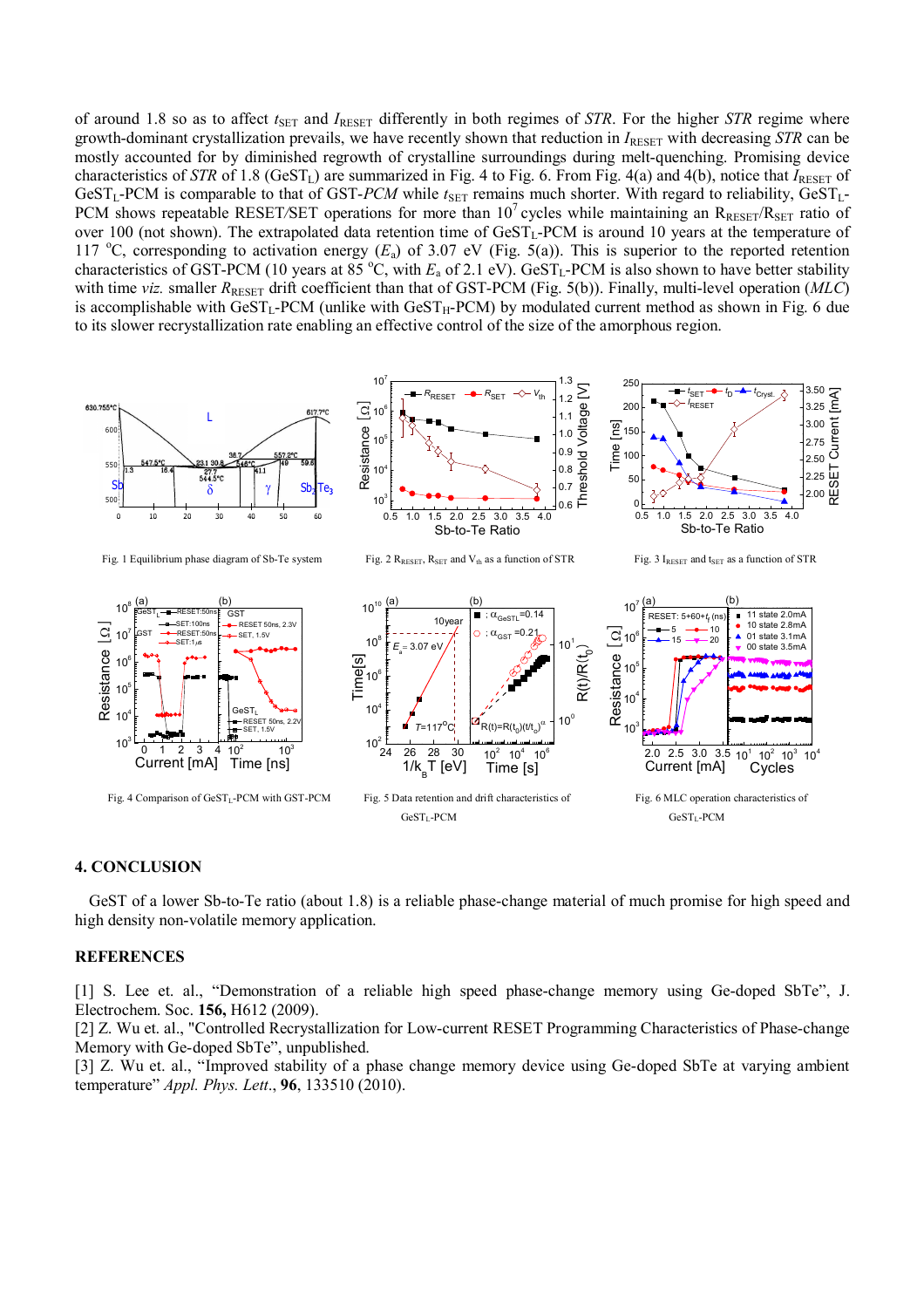of around 1.8 so as to affect $t_{SET}$ and $I_{RESET}$ differently in both regimes of *STR*. For the higher *STR* regime where growth-dominant crystallization prevails, we have recently shown that reduction in $I_{RESET}$ with decreasing *STR* can be mostly accounted for by diminished regrowth of crystalline surroundings during melt-quenching. Promising device characteristics of *STR* of 1.8 ($GeST_L$) are summarized in Fig. 4 to Fig. 6. From Fig. 4(a) and 4(b), notice that $I_{RESET}$ of $GeST_L$-PCM is comparable to that of GST-*PCM* while $t_{SET}$ remains much shorter. With regard to reliability, $GeST_L$-PCM shows repeatable RESET/SET operations for more than $10^7$ cycles while maintaining an $R_{RESET}/R_{SET}$ ratio of over 100 (not shown). The extrapolated data retention time of $GeST_L$-PCM is around 10 years at the temperature of 117 °C, corresponding to activation energy ($E_a$) of 3.07 eV (Fig. 5(a)). This is superior to the reported retention characteristics of GST-PCM (10 years at 85 °C, with $E_a$ of 2.1 eV). $GeST_L$-PCM is also shown to have better stability with time *viz.* smaller $R_{RESET}$ drift coefficient than that of GST-PCM (Fig. 5(b)). Finally, multi-level operation (*MLC*) is accomplishable with $GeST_L$-PCM (unlike with $GeST_H$-PCM) by modulated current method as shown in Fig. 6 due to its slower recrystallization rate enabling an effective control of the size of the amorphous region.

Fig. 1 Equilibrium phase diagram of Sb-Te system

Fig. 2 $R_{RESET}$, $R_{SET}$ and $V_{th}$ as a function of STR

Fig. 3 $I_{RESET}$ and $t_{SET}$ as a function of STR

Fig. 4 Comparison of $GeST_L$-PCM with GST-PCM

Fig. 5 Data retention and drift characteristics of $GeST_L$-PCM

Fig. 6 MLC operation characteristics of $GeST_L$-PCM

## 4. CONCLUSION

GeST of a lower Sb-to-Te ratio (about 1.8) is a reliable phase-change material of much promise for high speed and high density non-volatile memory application.

## REFERENCES

[1] S. Lee et. al., "Demonstration of a reliable high speed phase-change memory using Ge-doped SbTe", J. Electrochem. Soc. **156,** H612 (2009).

[2] Z. Wu et. al., "Controlled Recrystallization for Low-current RESET Programming Characteristics of Phase-change Memory with Ge-doped SbTe", unpublished.

[3] Z. Wu et. al., "Improved stability of a phase change memory device using Ge-doped SbTe at varying ambient temperature" *Appl. Phys. Lett.*, **96**, 133510 (2010).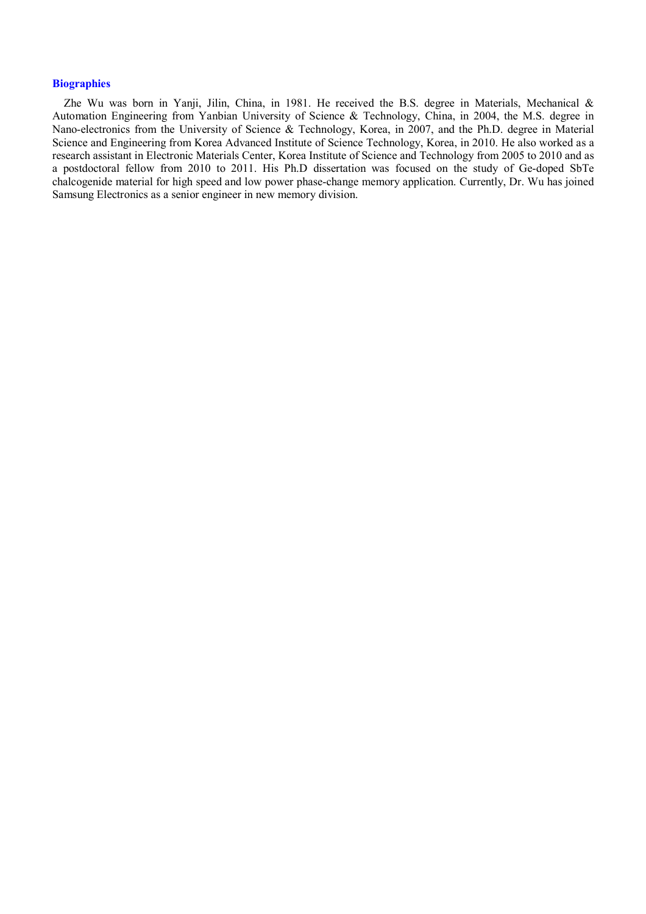## Biographies

Zhe Wu was born in Yanji, Jilin, China, in 1981. He received the B.S. degree in Materials, Mechanical & Automation Engineering from Yanbian University of Science & Technology, China, in 2004, the M.S. degree in Nano-electronics from the University of Science & Technology, Korea, in 2007, and the Ph.D. degree in Material Science and Engineering from Korea Advanced Institute of Science Technology, Korea, in 2010. He also worked as a research assistant in Electronic Materials Center, Korea Institute of Science and Technology from 2005 to 2010 and as a postdoctoral fellow from 2010 to 2011. His Ph.D dissertation was focused on the study of Ge-doped SbTe chalcogenide material for high speed and low power phase-change memory application. Currently, Dr. Wu has joined Samsung Electronics as a senior engineer in new memory division.